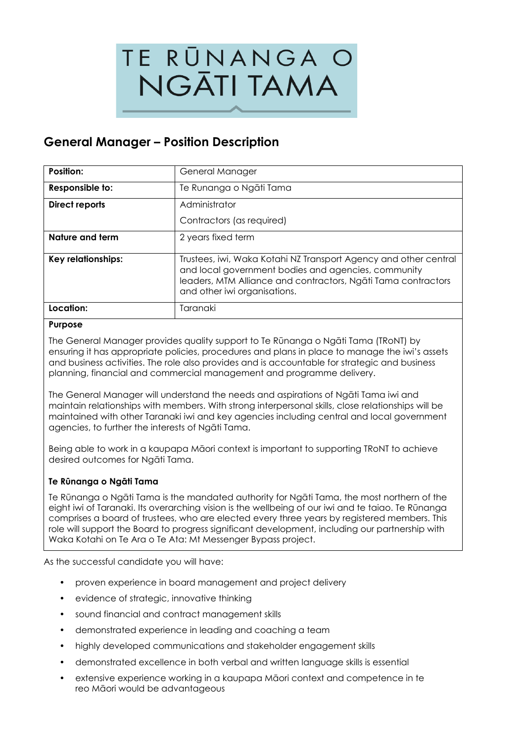# TE RŪNANGA O NGĀTI TAMA

## General Manager – Position Description

| **Position:** | General Manager |
|---|---|
| **Responsible to:** | Te Runanga o Ngāti Tama |
| **Direct reports** | Administrator<br>Contractors (as required) |
| **Nature and term** | 2 years fixed term |
| **Key relationships:** | Trustees, iwi, Waka Kotahi NZ Transport Agency and other central and local government bodies and agencies, community leaders, MTM Alliance and contractors, Ngāti Tama contractors and other iwi organisations. |
| **Location:** | Taranaki |

**Purpose**

The General Manager provides quality support to Te Rūnanga o Ngāti Tama (TRoNT) by ensuring it has appropriate policies, procedures and plans in place to manage the iwi's assets and business activities. The role also provides and is accountable for strategic and business planning, financial and commercial management and programme delivery.

The General Manager will understand the needs and aspirations of Ngāti Tama iwi and maintain relationships with members. With strong interpersonal skills, close relationships will be maintained with other Taranaki iwi and key agencies including central and local government agencies, to further the interests of Ngāti Tama.

Being able to work in a kaupapa Māori context is important to supporting TRoNT to achieve desired outcomes for Ngāti Tama.

**Te Rūnanga o Ngāti Tama**

Te Rūnanga o Ngāti Tama is the mandated authority for Ngāti Tama, the most northern of the eight iwi of Taranaki. Its overarching vision is the wellbeing of our iwi and te taiao. Te Rūnanga comprises a board of trustees, who are elected every three years by registered members. This role will support the Board to progress significant development, including our partnership with Waka Kotahi on Te Ara o Te Ata: Mt Messenger Bypass project.

As the successful candidate you will have:

- proven experience in board management and project delivery
- evidence of strategic, innovative thinking
- sound financial and contract management skills
- demonstrated experience in leading and coaching a team
- highly developed communications and stakeholder engagement skills
- demonstrated excellence in both verbal and written language skills is essential
- extensive experience working in a kaupapa Māori context and competence in te reo Māori would be advantageous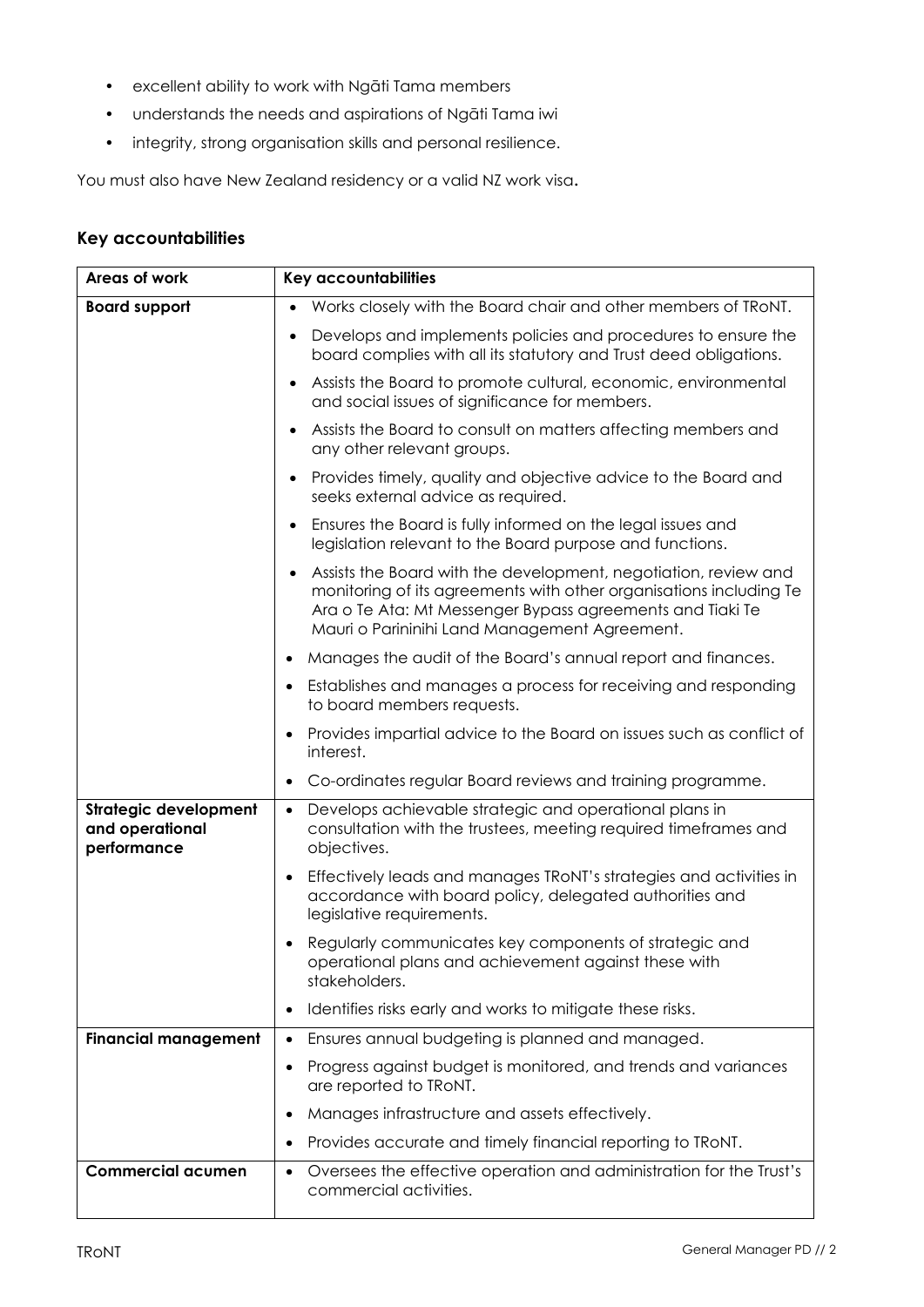- excellent ability to work with Ngāti Tama members
- understands the needs and aspirations of Ngāti Tama iwi
- integrity, strong organisation skills and personal resilience.

You must also have New Zealand residency or a valid NZ work visa**.**

## Key accountabilities

| Areas of work | Key accountabilities |
|---|---|
| **Board support** | • Works closely with the Board chair and other members of TRoNT. |
| | • Develops and implements policies and procedures to ensure the board complies with all its statutory and Trust deed obligations. |
| | • Assists the Board to promote cultural, economic, environmental and social issues of significance for members. |
| | • Assists the Board to consult on matters affecting members and any other relevant groups. |
| | • Provides timely, quality and objective advice to the Board and seeks external advice as required. |
| | • Ensures the Board is fully informed on the legal issues and legislation relevant to the Board purpose and functions. |
| | • Assists the Board with the development, negotiation, review and monitoring of its agreements with other organisations including Te Ara o Te Ata: Mt Messenger Bypass agreements and Tiaki Te Mauri o Parininihi Land Management Agreement. |
| | • Manages the audit of the Board's annual report and finances. |
| | • Establishes and manages a process for receiving and responding to board members requests. |
| | • Provides impartial advice to the Board on issues such as conflict of interest. |
| | • Co-ordinates regular Board reviews and training programme. |
| **Strategic development and operational performance** | • Develops achievable strategic and operational plans in consultation with the trustees, meeting required timeframes and objectives. |
| | • Effectively leads and manages TRoNT's strategies and activities in accordance with board policy, delegated authorities and legislative requirements. |
| | • Regularly communicates key components of strategic and operational plans and achievement against these with stakeholders. |
| | • Identifies risks early and works to mitigate these risks. |
| **Financial management** | • Ensures annual budgeting is planned and managed. |
| | • Progress against budget is monitored, and trends and variances are reported to TRoNT. |
| | • Manages infrastructure and assets effectively. |
| | • Provides accurate and timely financial reporting to TRoNT. |
| **Commercial acumen** | • Oversees the effective operation and administration for the Trust's commercial activities. |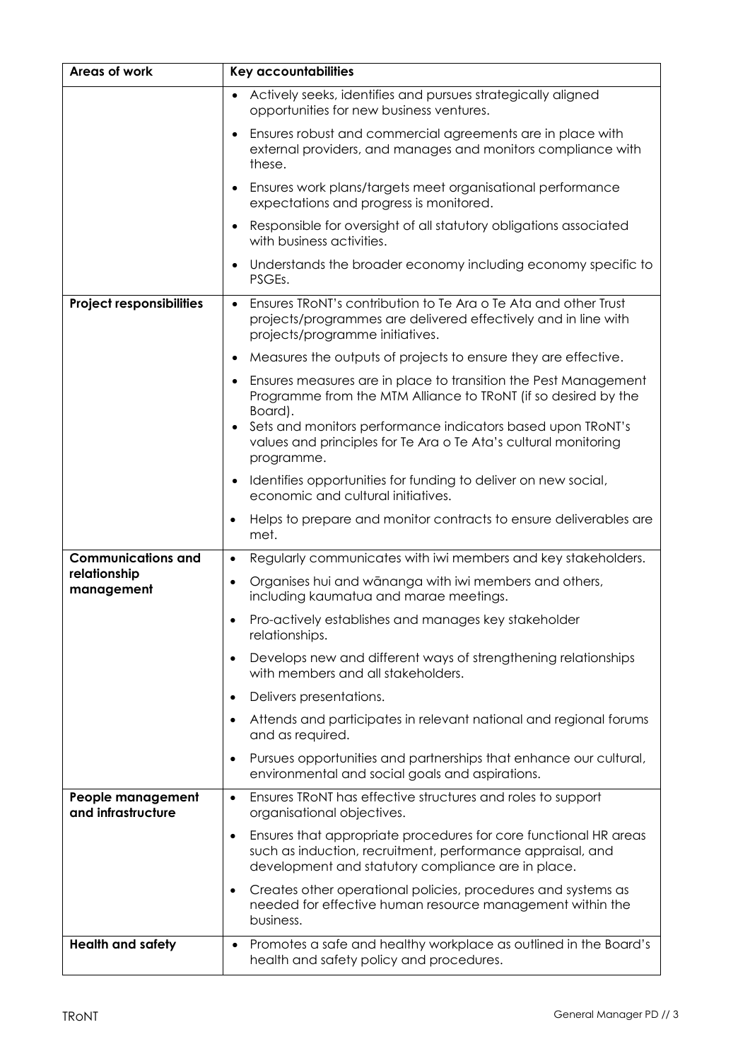| Areas of work | Key accountabilities |
|---|---|
| | • Actively seeks, identifies and pursues strategically aligned opportunities for new business ventures.<br>• Ensures robust and commercial agreements are in place with external providers, and manages and monitors compliance with these.<br>• Ensures work plans/targets meet organisational performance expectations and progress is monitored.<br>• Responsible for oversight of all statutory obligations associated with business activities.<br>• Understands the broader economy including economy specific to PSGEs. |
| **Project responsibilities** | • Ensures TRoNT's contribution to Te Ara o Te Ata and other Trust projects/programmes are delivered effectively and in line with projects/programme initiatives.<br>• Measures the outputs of projects to ensure they are effective.<br>• Ensures measures are in place to transition the Pest Management Programme from the MTM Alliance to TRoNT (if so desired by the Board).<br>• Sets and monitors performance indicators based upon TRoNT's values and principles for Te Ara o Te Ata's cultural monitoring programme.<br>• Identifies opportunities for funding to deliver on new social, economic and cultural initiatives.<br>• Helps to prepare and monitor contracts to ensure deliverables are met. |
| **Communications and relationship management** | • Regularly communicates with iwi members and key stakeholders.<br>• Organises hui and wānanga with iwi members and others, including kaumatua and marae meetings.<br>• Pro-actively establishes and manages key stakeholder relationships.<br>• Develops new and different ways of strengthening relationships with members and all stakeholders.<br>• Delivers presentations.<br>• Attends and participates in relevant national and regional forums and as required.<br>• Pursues opportunities and partnerships that enhance our cultural, environmental and social goals and aspirations. |
| **People management and infrastructure** | • Ensures TRoNT has effective structures and roles to support organisational objectives.<br>• Ensures that appropriate procedures for core functional HR areas such as induction, recruitment, performance appraisal, and development and statutory compliance are in place.<br>• Creates other operational policies, procedures and systems as needed for effective human resource management within the business. |
| **Health and safety** | • Promotes a safe and healthy workplace as outlined in the Board's health and safety policy and procedures. |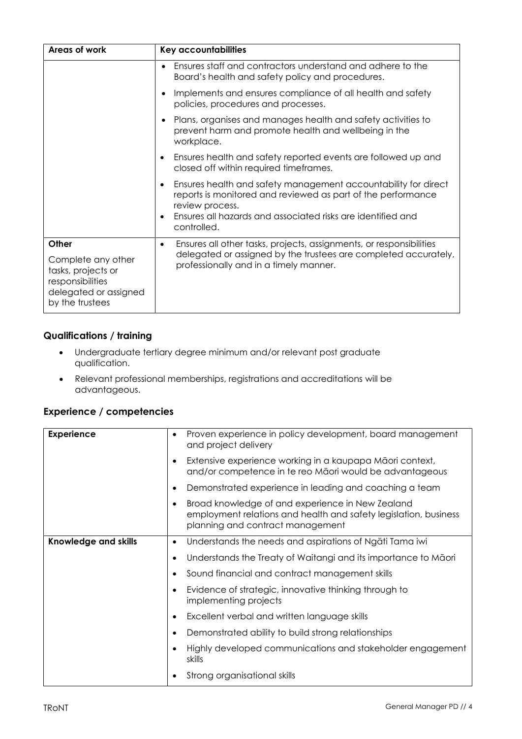| Areas of work | Key accountabilities |
| --- | --- |
| | • Ensures staff and contractors understand and adhere to the Board's health and safety policy and procedures.<br>• Implements and ensures compliance of all health and safety policies, procedures and processes.<br>• Plans, organises and manages health and safety activities to prevent harm and promote health and wellbeing in the workplace.<br>• Ensures health and safety reported events are followed up and closed off within required timeframes.<br>• Ensures health and safety management accountability for direct reports is monitored and reviewed as part of the performance review process.<br>• Ensures all hazards and associated risks are identified and controlled. |
| **Other**<br><br>Complete any other tasks, projects or responsibilities delegated or assigned by the trustees | • Ensures all other tasks, projects, assignments, or responsibilities delegated or assigned by the trustees are completed accurately, professionally and in a timely manner. |

## Qualifications / training

- Undergraduate tertiary degree minimum and/or relevant post graduate qualification.
- Relevant professional memberships, registrations and accreditations will be advantageous.

## Experience / competencies

| | |
| --- | --- |
| **Experience** | • Proven experience in policy development, board management and project delivery<br>• Extensive experience working in a kaupapa Māori context, and/or competence in te reo Māori would be advantageous<br>• Demonstrated experience in leading and coaching a team<br>• Broad knowledge of and experience in New Zealand employment relations and health and safety legislation, business planning and contract management |
| **Knowledge and skills** | • Understands the needs and aspirations of Ngāti Tama iwi<br>• Understands the Treaty of Waitangi and its importance to Māori<br>• Sound financial and contract management skills<br>• Evidence of strategic, innovative thinking through to implementing projects<br>• Excellent verbal and written language skills<br>• Demonstrated ability to build strong relationships<br>• Highly developed communications and stakeholder engagement skills<br>• Strong organisational skills |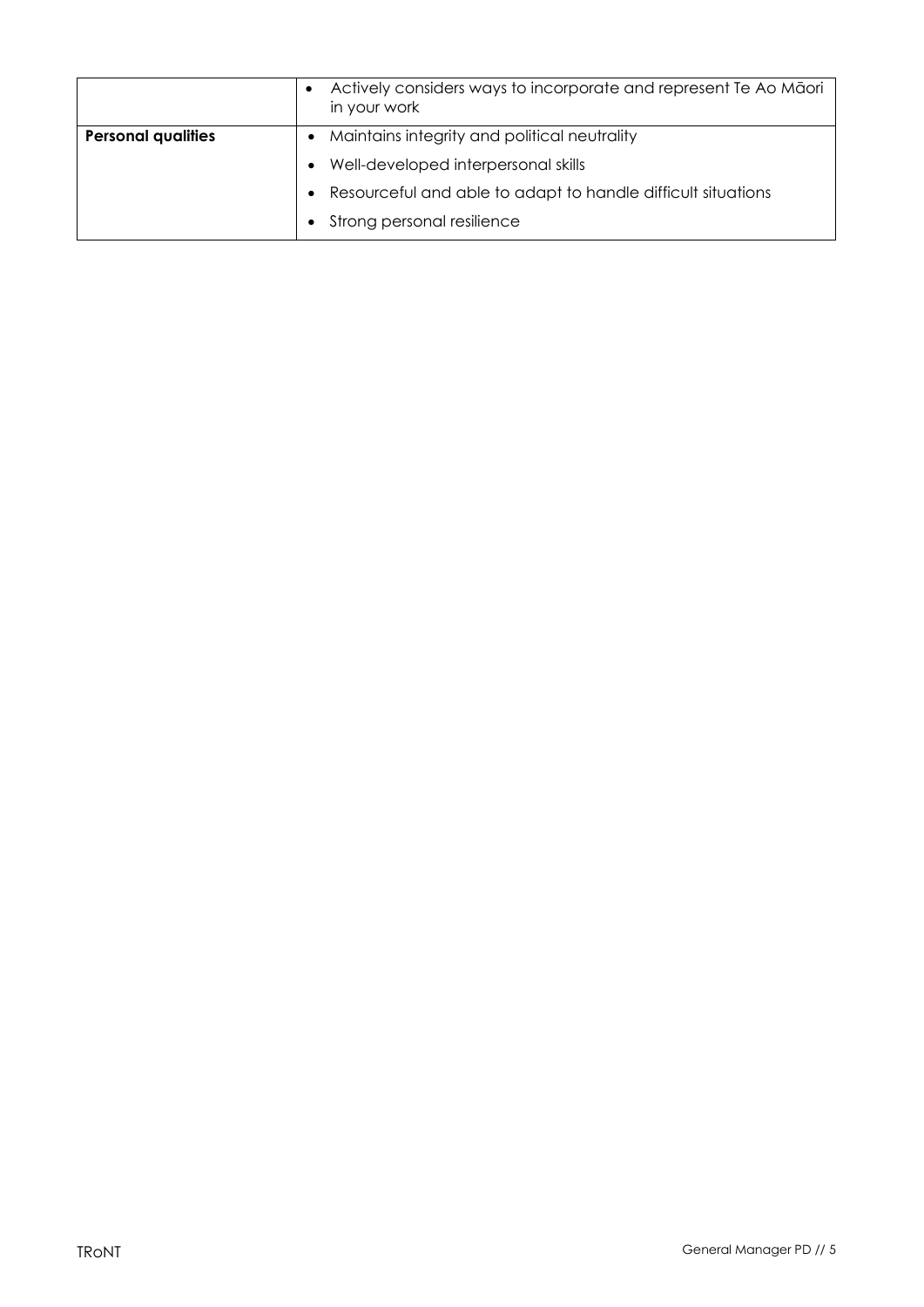| | |
|---|---|
| | • Actively considers ways to incorporate and represent Te Ao Māori in your work |
| **Personal qualities** | • Maintains integrity and political neutrality<br>• Well-developed interpersonal skills<br>• Resourceful and able to adapt to handle difficult situations<br>• Strong personal resilience |